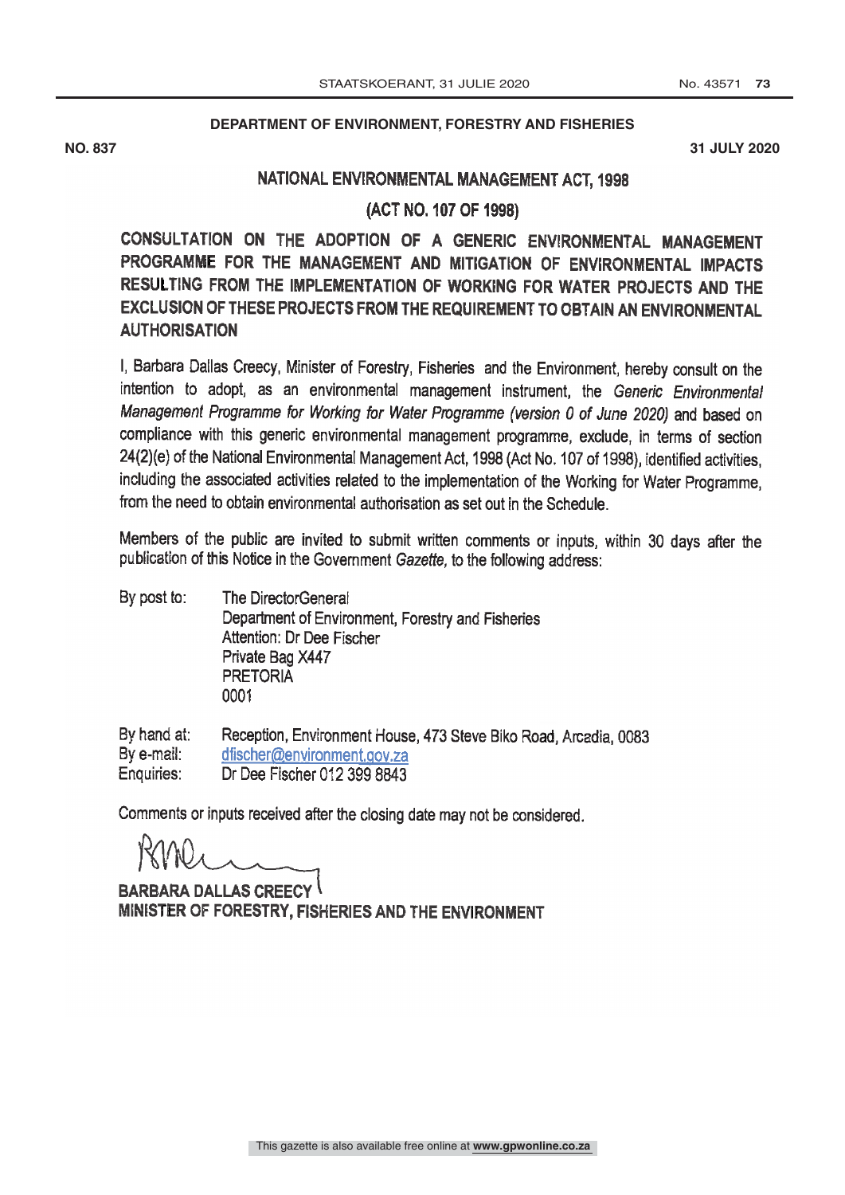**DEPARTMENT OF ENVIRONMENT, FORESTRY AND FISHERIES**

**NO. 837** **31 JULY 2020**

# NATIONAL ENVIRONMENTAL MANAGEMENT ACT, 1998

## (ACT NO. 107 OF 1998)

## CONSULTATION ON THE ADOPTION OF A GENERIC ENVIRONMENTAL MANAGEMENT PROGRAMME FOR THE MANAGEMENT AND MITIGATION OF ENVIRONMENTAL IMPACTS RESULTING FROM THE IMPLEMENTATION OF WORKING FOR WATER PROJECTS AND THE EXCLUSION OF THESE PROJECTS FROM THE REQUIREMENT TO OBTAIN AN ENVIRONMENTAL AUTHORISATION

I, Barbara Dallas Creecy, Minister of Forestry, Fisheries and the Environment, hereby consult on the intention to adopt, as an environmental management instrument, the *Generic Environmental Management Programme for Working for Water Programme (version 0 of June 2020)* and based on compliance with this generic environmental management programme, exclude, in terms of section 24(2)(e) of the National Environmental Management Act, 1998 (Act No. 107 of 1998), identified activities, including the associated activities related to the implementation of the Working for Water Programme, from the need to obtain environmental authorisation as set out in the Schedule.

Members of the public are invited to submit written comments or inputs, within 30 days after the publication of this Notice in the Government *Gazette,* to the following address:

By post to: The DirectorGeneral
Department of Environment, Forestry and Fisheries
Attention: Dr Dee Fischer
Private Bag X447
PRETORIA
0001

By hand at: Reception, Environment House, 473 Steve Biko Road, Arcadia, 0083
By e-mail: dfischer@environment.gov.za
Enquiries: Dr Dee Fischer 012 399 8843

Comments or inputs received after the closing date may not be considered.

**BARBARA DALLAS CREECY**
**MINISTER OF FORESTRY, FISHERIES AND THE ENVIRONMENT**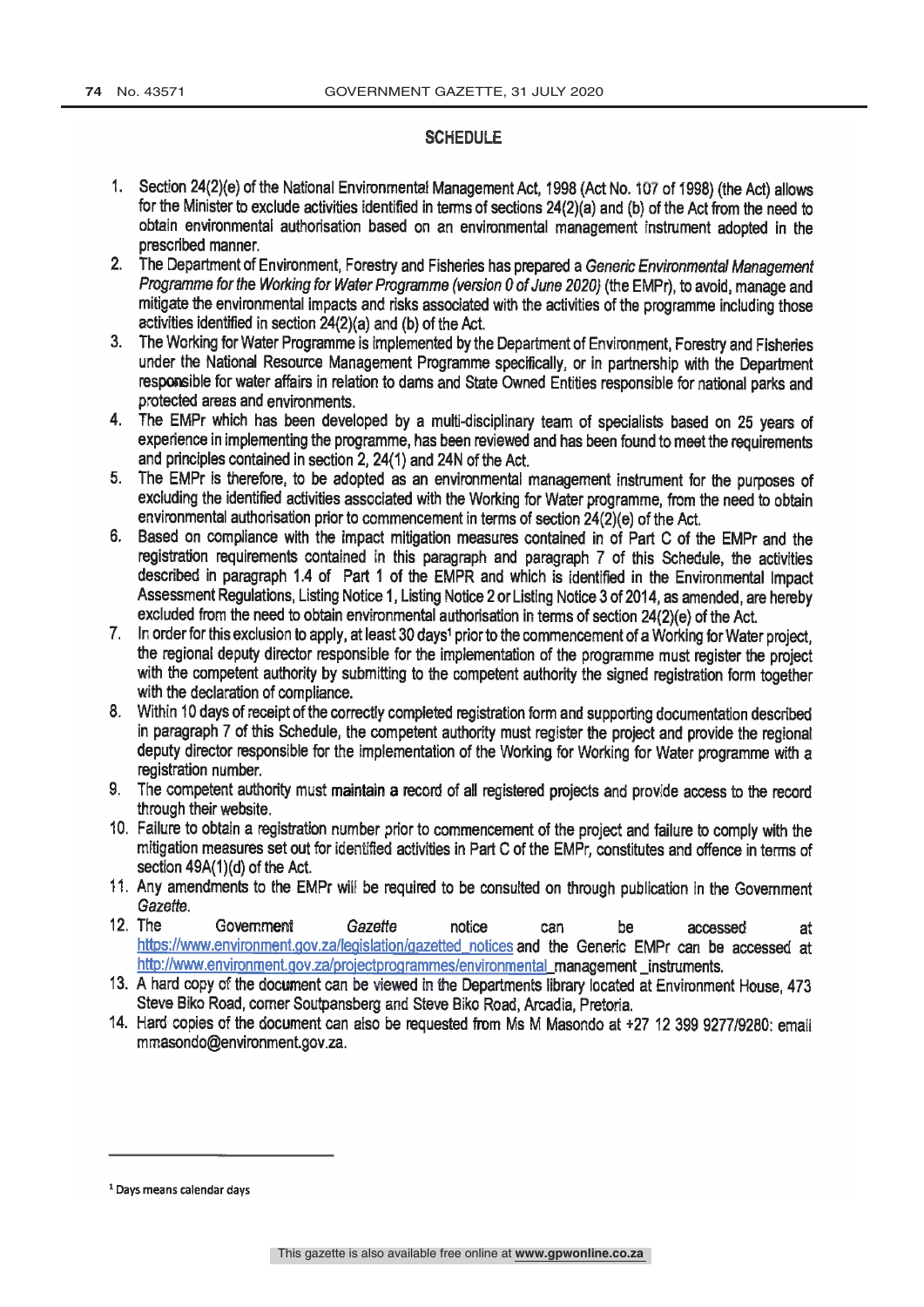## SCHEDULE

1. Section 24(2)(e) of the National Environmental Management Act, 1998 (Act No. 107 of 1998) (the Act) allows for the Minister to exclude activities identified in terms of sections 24(2)(a) and (b) of the Act from the need to obtain environmental authorisation based on an environmental management instrument adopted in the prescribed manner.
2. The Department of Environment, Forestry and Fisheries has prepared a *Generic Environmental Management Programme for the Working for Water Programme (version 0 of June 2020)* (the EMPr), to avoid, manage and mitigate the environmental impacts and risks associated with the activities of the programme including those activities identified in section 24(2)(a) and (b) of the Act.
3. The Working for Water Programme is implemented by the Department of Environment, Forestry and Fisheries under the National Resource Management Programme specifically, or in partnership with the Department responsible for water affairs in relation to dams and State Owned Entities responsible for national parks and protected areas and environments.
4. The EMPr which has been developed by a multi-disciplinary team of specialists based on 25 years of experience in implementing the programme, has been reviewed and has been found to meet the requirements and principles contained in section 2, 24(1) and 24N of the Act.
5. The EMPr is therefore, to be adopted as an environmental management instrument for the purposes of excluding the identified activities associated with the Working for Water programme, from the need to obtain environmental authorisation prior to commencement in terms of section 24(2)(e) of the Act.
6. Based on compliance with the impact mitigation measures contained in of Part C of the EMPr and the registration requirements contained in this paragraph and paragraph 7 of this Schedule, the activities described in paragraph 1.4 of Part 1 of the EMPR and which is identified in the Environmental Impact Assessment Regulations, Listing Notice 1, Listing Notice 2 or Listing Notice 3 of 2014, as amended, are hereby excluded from the need to obtain environmental authorisation in terms of section 24(2)(e) of the Act.
7. In order for this exclusion to apply, at least 30 days[1] prior to the commencement of a Working for Water project, the regional deputy director responsible for the implementation of the programme must register the project with the competent authority by submitting to the competent authority the signed registration form together with the declaration of compliance.
8. Within 10 days of receipt of the correctly completed registration form and supporting documentation described in paragraph 7 of this Schedule, the competent authority must register the project and provide the regional deputy director responsible for the implementation of the Working for Working for Water programme with a registration number.
9. The competent authority must maintain a record of all registered projects and provide access to the record through their website.
10. Failure to obtain a registration number prior to commencement of the project and failure to comply with the mitigation measures set out for identified activities in Part C of the EMPr, constitutes and offence in terms of section 49A(1)(d) of the Act.
11. Any amendments to the EMPr will be required to be consulted on through publication in the Government *Gazette*.
12. The Government *Gazette* notice can be accessed at https://www.environment.gov.za/legislation/gazetted_notices and the Generic EMPr can be accessed at http://www.environment.gov.za/projectprogrammes/environmental_management_instruments.
13. A hard copy of the document can be viewed in the Departments library located at Environment House, 473 Steve Biko Road, corner Soutpansberg and Steve Biko Road, Arcadia, Pretoria.
14. Hard copies of the document can also be requested from Ms M Masondo at +27 12 399 9277/9280; email mmasondo@environment.gov.za.

[1] Days means calendar days